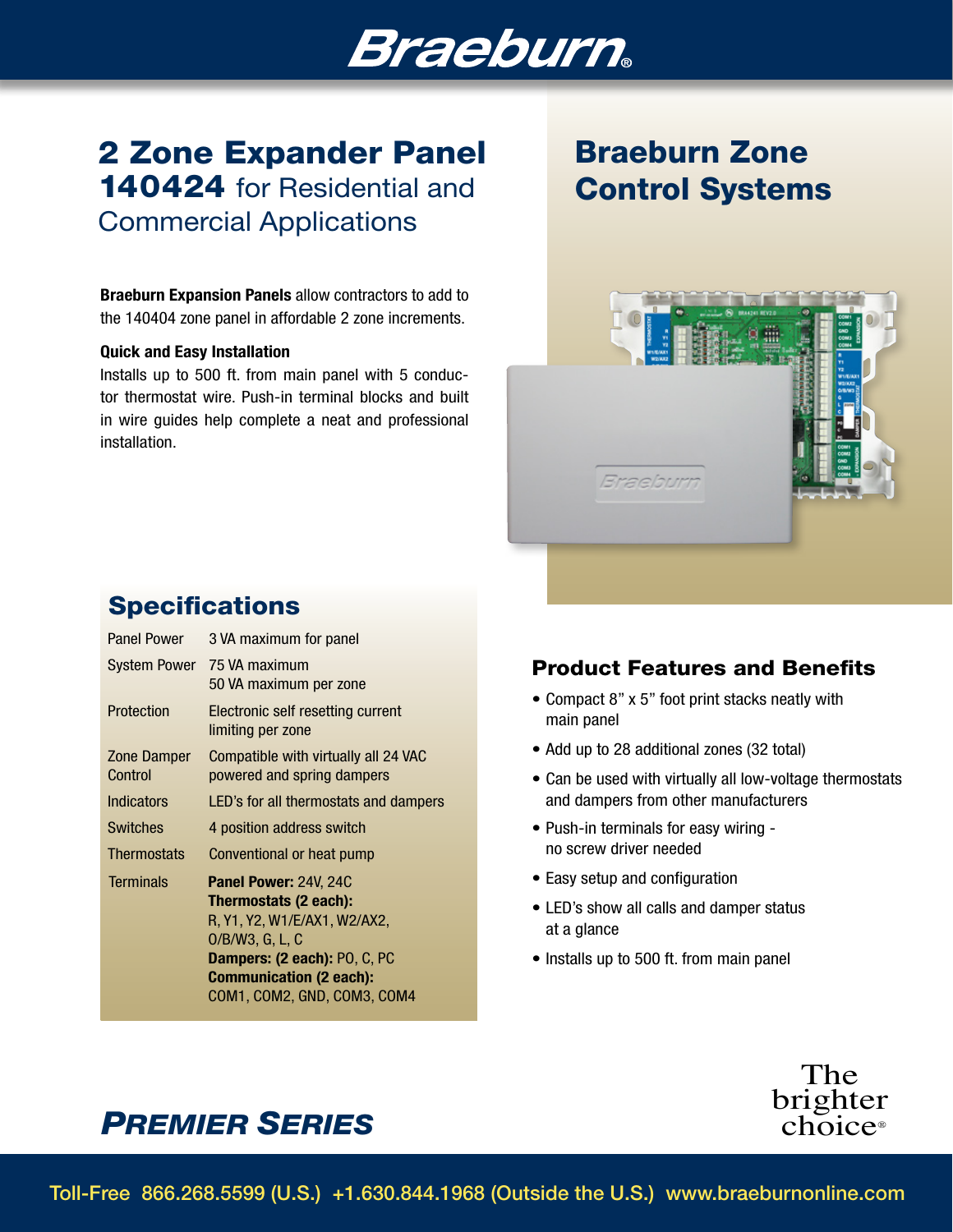# 2 Zone Expander Panel 140424 for Residential and Commercial Applications

**Braeburn Expansion Panels** allow contractors to add to the 140404 zone panel in affordable 2 zone increments.

**Quick and Easy Installation**

Installs up to 500 ft. from main panel with 5 conductor thermostat wire. Push-in terminal blocks and built in wire guides help complete a neat and professional installation.

# Braeburn Zone Control Systems

## Specifications

| | |
|---|---|
| Panel Power | 3 VA maximum for panel |
| System Power | 75 VA maximum<br>50 VA maximum per zone |
| Protection | Electronic self resetting current limiting per zone |
| Zone Damper Control | Compatible with virtually all 24 VAC powered and spring dampers |
| Indicators | LED's for all thermostats and dampers |
| Switches | 4 position address switch |
| Thermostats | Conventional or heat pump |
| Terminals | **Panel Power:** 24V, 24C<br>**Thermostats (2 each):** R, Y1, Y2, W1/E/AX1, W2/AX2, O/B/W3, G, L, C<br>**Dampers: (2 each):** PO, C, PC<br>**Communication (2 each):** COM1, COM2, GND, COM3, COM4 |

## Product Features and Benefits

- Compact 8" x 5" foot print stacks neatly with main panel
- Add up to 28 additional zones (32 total)
- Can be used with virtually all low-voltage thermostats and dampers from other manufacturers
- Push-in terminals for easy wiring - no screw driver needed
- Easy setup and configuration
- LED's show all calls and damper status at a glance
- Installs up to 500 ft. from main panel

***PREMIER SERIES***

The brighter choice®

Toll-Free 866.268.5599 (U.S.) +1.630.844.1968 (Outside the U.S.) www.braeburnonline.com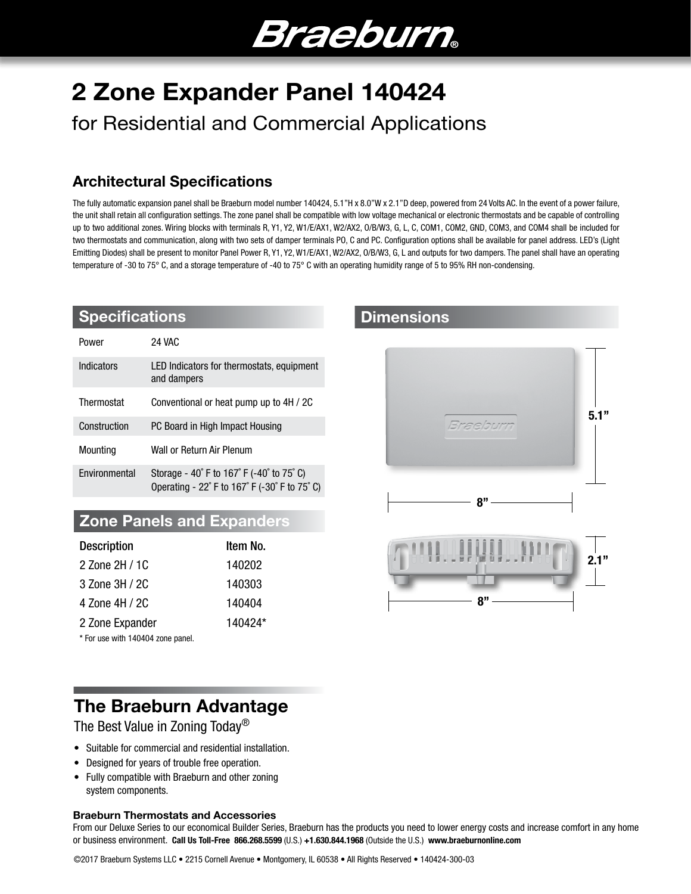# 2 Zone Expander Panel 140424

for Residential and Commercial Applications

## Architectural Specifications

The fully automatic expansion panel shall be Braeburn model number 140424, 5.1"H x 8.0"W x 2.1"D deep, powered from 24 Volts AC. In the event of a power failure, the unit shall retain all configuration settings. The zone panel shall be compatible with low voltage mechanical or electronic thermostats and be capable of controlling up to two additional zones. Wiring blocks with terminals R, Y1, Y2, W1/E/AX1, W2/AX2, O/B/W3, G, L, C, COM1, COM2, GND, COM3, and COM4 shall be included for two thermostats and communication, along with two sets of damper terminals PO, C and PC. Configuration options shall be available for panel address. LED's (Light Emitting Diodes) shall be present to monitor Panel Power R, Y1, Y2, W1/E/AX1, W2/AX2, O/B/W3, G, L and outputs for two dampers. The panel shall have an operating temperature of -30 to 75° C, and a storage temperature of -40 to 75° C with an operating humidity range of 5 to 95% RH non-condensing.

## Specifications

| | |
|---|---|
| Power | 24 VAC |
| Indicators | LED Indicators for thermostats, equipment and dampers |
| Thermostat | Conventional or heat pump up to 4H / 2C |
| Construction | PC Board in High Impact Housing |
| Mounting | Wall or Return Air Plenum |
| Environmental | Storage - 40° F to 167° F (-40° to 75° C)<br>Operating - 22° F to 167° F (-30° F to 75° C) |

## Dimensions

5.1"

8"

2.1"

8"

## Zone Panels and Expanders

| Description | Item No. |
|---|---|
| 2 Zone 2H / 1C | 140202 |
| 3 Zone 3H / 2C | 140303 |
| 4 Zone 4H / 2C | 140404 |
| 2 Zone Expander | 140424* |

\* For use with 140404 zone panel.

## The Braeburn Advantage

The Best Value in Zoning Today®

- Suitable for commercial and residential installation.
- Designed for years of trouble free operation.
- Fully compatible with Braeburn and other zoning system components.

**Braeburn Thermostats and Accessories**

From our Deluxe Series to our economical Builder Series, Braeburn has the products you need to lower energy costs and increase comfort in any home or business environment. **Call Us Toll-Free 866.268.5599** (U.S.) **+1.630.844.1968** (Outside the U.S.) **www.braeburnonline.com**

©2017 Braeburn Systems LLC • 2215 Cornell Avenue • Montgomery, IL 60538 • All Rights Reserved • 140424-300-03